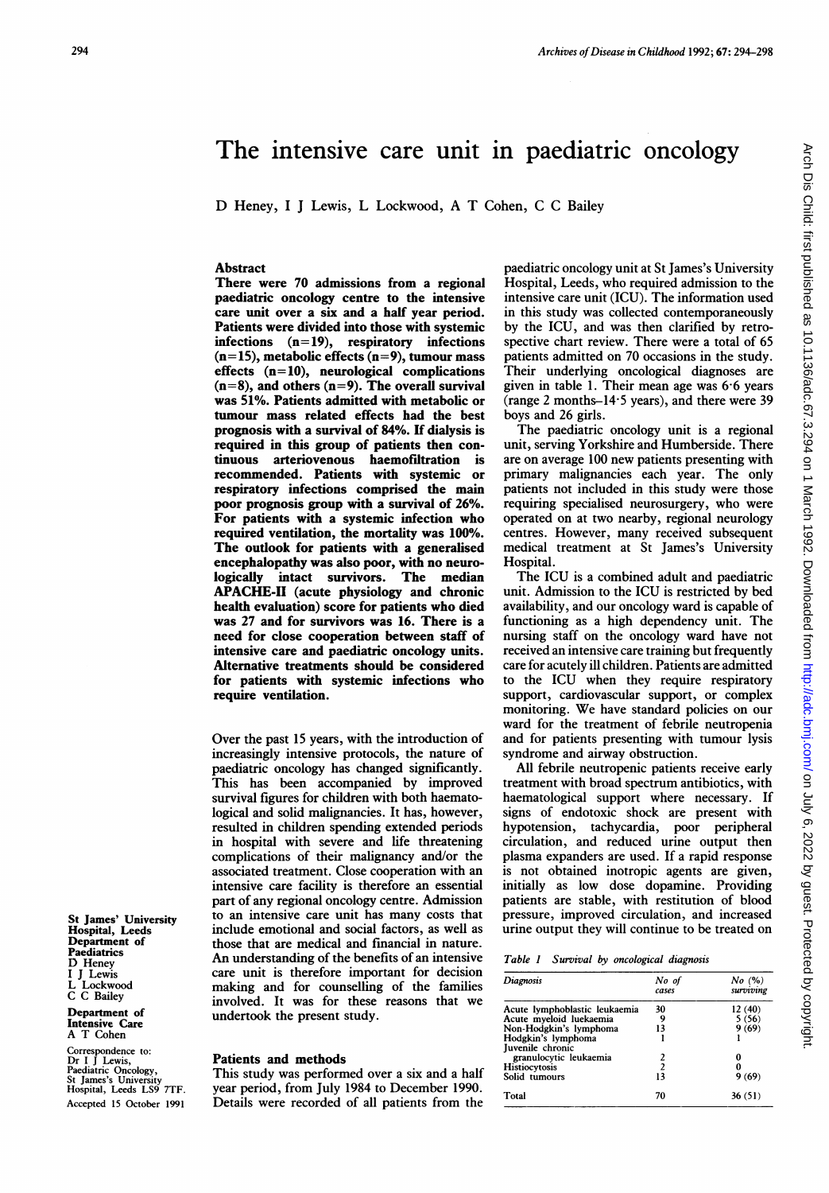# The intensive care unit in paediatric oncology

D Heney, I J Lewis, L Lockwood, A T Cohen, C C Bailey

## Abstract

**There were 70 admissions from a regional paediatric oncology centre to the intensive care unit over a six and a half year period. Patients were divided into those with systemic infections (n=19), respiratory infections (n=15), metabolic effects (n=9), tumour mass effects (n=10), neurological complications (n=8), and others (n=9). The overall survival was 51%. Patients admitted with metabolic or tumour mass related effects had the best prognosis with a survival of 84%. If dialysis is required in this group of patients then continuous arteriovenous haemofiltration is recommended. Patients with systemic or respiratory infections comprised the main poor prognosis group with a survival of 26%. For patients with a systemic infection who required ventilation, the mortality was 100%. The outlook for patients with a generalised encephalopathy was also poor, with no neurologically intact survivors. The median APACHE-II (acute physiology and chronic health evaluation) score for patients who died was 27 and for survivors was 16. There is a need for close cooperation between staff of intensive care and paediatric oncology units. Alternative treatments should be considered for patients with systemic infections who require ventilation.**

Over the past 15 years, with the introduction of increasingly intensive protocols, the nature of paediatric oncology has changed significantly. This has been accompanied by improved survival figures for children with both haematological and solid malignancies. It has, however, resulted in children spending extended periods in hospital with severe and life threatening complications of their malignancy and/or the associated treatment. Close cooperation with an intensive care facility is therefore an essential part of any regional oncology centre. Admission to an intensive care unit has many costs that include emotional and social factors, as well as those that are medical and financial in nature. An understanding of the benefits of an intensive care unit is therefore important for decision making and for counselling of the families involved. It was for these reasons that we undertook the present study.

## Patients and methods

This study was performed over a six and a half year period, from July 1984 to December 1990. Details were recorded of all patients from the paediatric oncology unit at St James's University Hospital, Leeds, who required admission to the intensive care unit (ICU). The information used in this study was collected contemporaneously by the ICU, and was then clarified by retrospective chart review. There were a total of 65 patients admitted on 70 occasions in the study. Their underlying oncological diagnoses are given in table 1. Their mean age was 6·6 years (range 2 months–14·5 years), and there were 39 boys and 26 girls.

The paediatric oncology unit is a regional unit, serving Yorkshire and Humberside. There are on average 100 new patients presenting with primary malignancies each year. The only patients not included in this study were those requiring specialised neurosurgery, who were operated on at two nearby, regional neurology centres. However, many received subsequent medical treatment at St James's University Hospital.

The ICU is a combined adult and paediatric unit. Admission to the ICU is restricted by bed availability, and our oncology ward is capable of functioning as a high dependency unit. The nursing staff on the oncology ward have not received an intensive care training but frequently care for acutely ill children. Patients are admitted to the ICU when they require respiratory support, cardiovascular support, or complex monitoring. We have standard policies on our ward for the treatment of febrile neutropenia and for patients presenting with tumour lysis syndrome and airway obstruction.

All febrile neutropenic patients receive early treatment with broad spectrum antibiotics, with haematological support where necessary. If signs of endotoxic shock are present with hypotension, tachycardia, poor peripheral circulation, and reduced urine output then plasma expanders are used. If a rapid response is not obtained inotropic agents are given, initially as low dose dopamine. Providing patients are stable, with restitution of blood pressure, improved circulation, and increased urine output they will continue to be treated on

*Table 1 Survival by oncological diagnosis*

| Diagnosis | No of cases | No (%) surviving |
|---|---|---|
| Acute lymphoblastic leukaemia | 30 | 12 (40) |
| Acute myeloid luekaemia | 9 | 5 (56) |
| Non-Hodgkin's lymphoma | 13 | 9 (69) |
| Hodgkin's lymphoma | 1 | 1 |
| Juvenile chronic granulocytic leukaemia | 2 | 0 |
| Histiocytosis | 2 | 0 |
| Solid tumours | 13 | 9 (69) |
| Total | 70 | 36 (51) |

St James' University Hospital, Leeds
Department of Paediatrics
D Heney
I J Lewis
L Lockwood
C C Bailey

Department of Intensive Care
A T Cohen

Correspondence to: Dr I J Lewis, Paediatric Oncology, St James's University Hospital, Leeds LS9 7TF.

Accepted 15 October 1991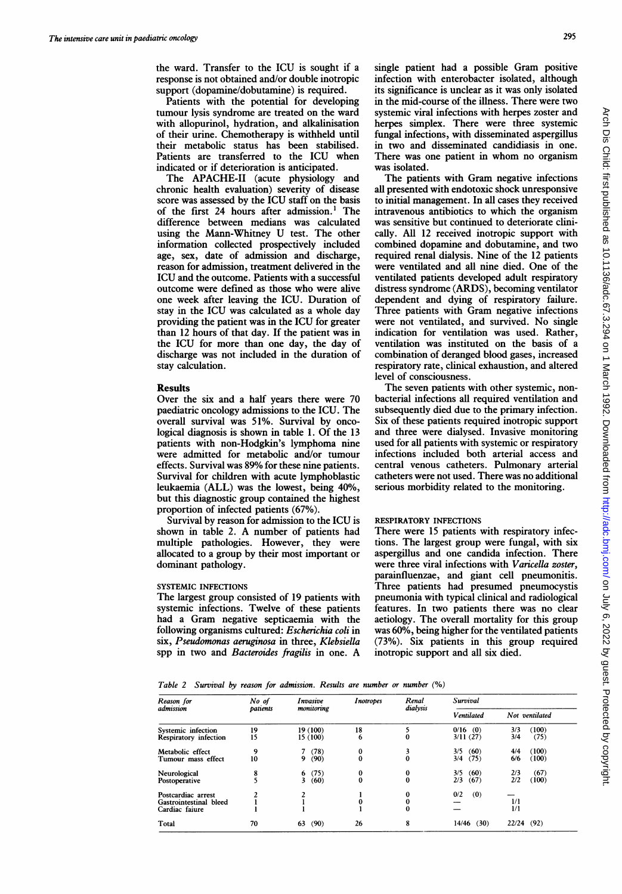the ward. Transfer to the ICU is sought if a response is not obtained and/or double inotropic support (dopamine/dobutamine) is required.

Patients with the potential for developing tumour lysis syndrome are treated on the ward with allopurinol, hydration, and alkalinisation of their urine. Chemotherapy is withheld until their metabolic status has been stabilised. Patients are transferred to the ICU when indicated or if deterioration is anticipated.

The APACHE-II (acute physiology and chronic health evaluation) severity of disease score was assessed by the ICU staff on the basis of the first 24 hours after admission.[1] The difference between medians was calculated using the Mann-Whitney U test. The other information collected prospectively included age, sex, date of admission and discharge, reason for admission, treatment delivered in the ICU and the outcome. Patients with a successful outcome were defined as those who were alive one week after leaving the ICU. Duration of stay in the ICU was calculated as a whole day providing the patient was in the ICU for greater than 12 hours of that day. If the patient was in the ICU for more than one day, the day of discharge was not included in the duration of stay calculation.

## Results

Over the six and a half years there were 70 paediatric oncology admissions to the ICU. The overall survival was 51%. Survival by oncological diagnosis is shown in table 1. Of the 13 patients with non-Hodgkin's lymphoma nine were admitted for metabolic and/or tumour effects. Survival was 89% for these nine patients. Survival for children with acute lymphoblastic leukaemia (ALL) was the lowest, being 40%, but this diagnostic group contained the highest proportion of infected patients (67%).

Survival by reason for admission to the ICU is shown in table 2. A number of patients had multiple pathologies. However, they were allocated to a group by their most important or dominant pathology.

### SYSTEMIC INFECTIONS

The largest group consisted of 19 patients with systemic infections. Twelve of these patients had a Gram negative septicaemia with the following organisms cultured: *Escherichia coli* in six, *Pseudomonas aeruginosa* in three, *Klebsiella* spp in two and *Bacteroides fragilis* in one. A single patient had a possible Gram positive infection with enterobacter isolated, although its significance is unclear as it was only isolated in the mid-course of the illness. There were two systemic viral infections with herpes zoster and herpes simplex. There were three systemic fungal infections, with disseminated aspergillus in two and disseminated candidiasis in one. There was one patient in whom no organism was isolated.

The patients with Gram negative infections all presented with endotoxic shock unresponsive to initial management. In all cases they received intravenous antibiotics to which the organism was sensitive but continued to deteriorate clinically. All 12 received inotropic support with combined dopamine and dobutamine, and two required renal dialysis. Nine of the 12 patients were ventilated and all nine died. One of the ventilated patients developed adult respiratory distress syndrome (ARDS), becoming ventilator dependent and dying of respiratory failure. Three patients with Gram negative infections were not ventilated, and survived. No single indication for ventilation was used. Rather, ventilation was instituted on the basis of a combination of deranged blood gases, increased respiratory rate, clinical exhaustion, and altered level of consciousness.

The seven patients with other systemic, non-bacterial infections all required ventilation and subsequently died due to the primary infection. Six of these patients required inotropic support and three were dialysed. Invasive monitoring used for all patients with systemic or respiratory infections included both arterial access and central venous catheters. Pulmonary arterial catheters were not used. There was no additional serious morbidity related to the monitoring.

### RESPIRATORY INFECTIONS

There were 15 patients with respiratory infections. The largest group were fungal, with six aspergillus and one candida infection. There were three viral infections with *Varicella zoster*, parainfluenzae, and giant cell pneumonitis. Three patients had presumed pneumocystis pneumonia with typical clinical and radiological features. In two patients there was no clear aetiology. The overall mortality for this group was 60%, being higher for the ventilated patients (73%). Six patients in this group required inotropic support and all six died.

*Table 2 Survival by reason for admission. Results are number or number (%)*

| Reason for admission | No of patients | Invasive monitoring | Inotropes | Renal dialysis | Survival | |
|---|---|---|---|---|---|---|
| | | | | | Ventilated | Not ventilated |
| Systemic infection | 19 | 19 (100) | 18 | 5 | 0/16 (0) | 3/3 (100) |
| Respiratory infection | 15 | 15 (100) | 6 | 0 | 3/11 (27) | 3/4 (75) |
| Metabolic effect | 9 | 7 (78) | 0 | 3 | 3/5 (60) | 4/4 (100) |
| Tumour mass effect | 10 | 9 (90) | 0 | 0 | 3/4 (75) | 6/6 (100) |
| Neurological | 8 | 6 (75) | 0 | 0 | 3/5 (60) | 2/3 (67) |
| Postoperative | 5 | 3 (60) | 0 | 0 | 2/3 (67) | 2/2 (100) |
| Postcardiac arrest | 2 | 2 | 1 | 0 | 0/2 (0) | — |
| Gastrointestinal bleed | 1 | 1 | 0 | 0 | — | 1/1 |
| Cardiac faiure | 1 | 1 | 1 | 0 | — | 1/1 |
| Total | 70 | 63 (90) | 26 | 8 | 14/46 (30) | 22/24 (92) |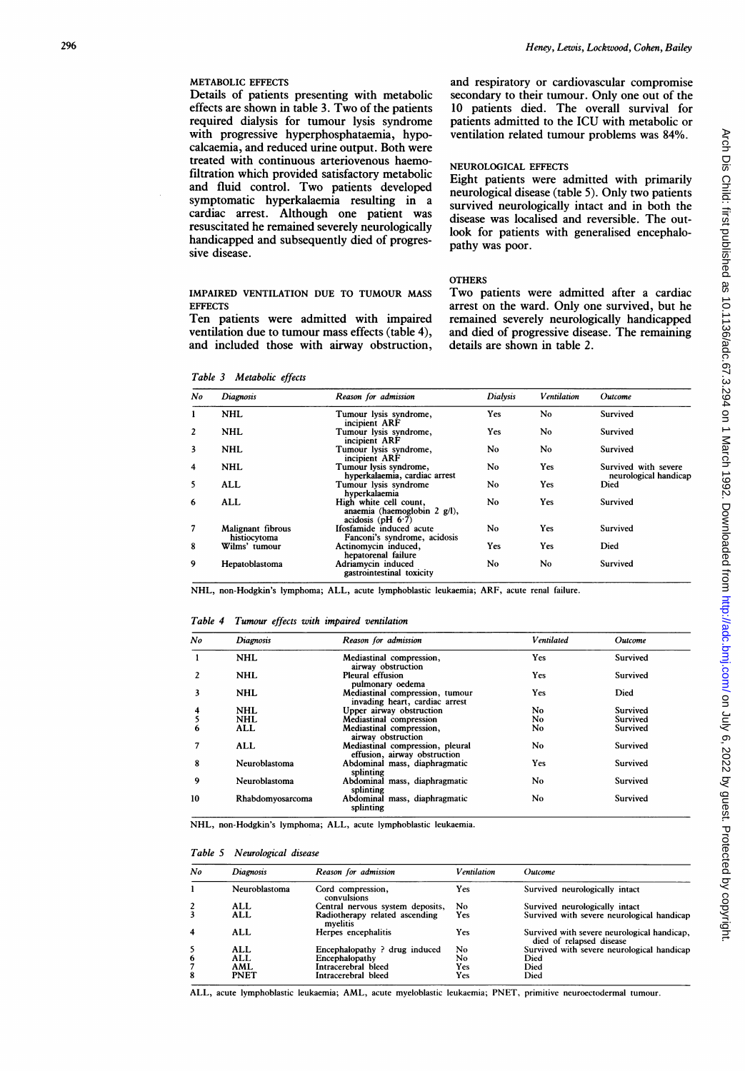### METABOLIC EFFECTS

Details of patients presenting with metabolic effects are shown in table 3. Two of the patients required dialysis for tumour lysis syndrome with progressive hyperphosphataemia, hypocalcaemia, and reduced urine output. Both were treated with continuous arteriovenous haemofiltration which provided satisfactory metabolic and fluid control. Two patients developed symptomatic hyperkalaemia resulting in a cardiac arrest. Although one patient was resuscitated he remained severely neurologically handicapped and subsequently died of progressive disease.

### IMPAIRED VENTILATION DUE TO TUMOUR MASS EFFECTS

Ten patients were admitted with impaired ventilation due to tumour mass effects (table 4), and included those with airway obstruction, and respiratory or cardiovascular compromise secondary to their tumour. Only one out of the 10 patients died. The overall survival for patients admitted to the ICU with metabolic or ventilation related tumour problems was 84%.

### NEUROLOGICAL EFFECTS

Eight patients were admitted with primarily neurological disease (table 5). Only two patients survived neurologically intact and in both the disease was localised and reversible. The outlook for patients with generalised encephalopathy was poor.

### OTHERS

Two patients were admitted after a cardiac arrest on the ward. Only one survived, but he remained severely neurologically handicapped and died of progressive disease. The remaining details are shown in table 2.

*Table 3 Metabolic effects*

| No | Diagnosis | Reason for admission | Dialysis | Ventilation | Outcome |
|---|---|---|---|---|---|
| 1 | NHL | Tumour lysis syndrome, incipient ARF | Yes | No | Survived |
| 2 | NHL | Tumour lysis syndrome, incipient ARF | Yes | No | Survived |
| 3 | NHL | Tumour lysis syndrome, incipient ARF | No | No | Survived |
| 4 | NHL | Tumour lysis syndrome, hyperkalaemia, cardiac arrest | No | Yes | Survived with severe neurological handicap |
| 5 | ALL | Tumour lysis syndrome hyperkalaemia | No | Yes | Died |
| 6 | ALL | High white cell count, anaemia (haemoglobin 2 g/l), acidosis (pH 6·7) | No | Yes | Survived |
| 7 | Malignant fibrous histiocytoma | Ifosfamide induced acute Fanconi's syndrome, acidosis | No | Yes | Survived |
| 8 | Wilms' tumour | Actinomycin induced, hepatorenal failure | Yes | Yes | Died |
| 9 | Hepatoblastoma | Adriamycin induced gastrointestinal toxicity | No | No | Survived |

NHL, non-Hodgkin's lymphoma; ALL, acute lymphoblastic leukaemia; ARF, acute renal failure.

*Table 4 Tumour effects with impaired ventilation*

| No | Diagnosis | Reason for admission | Ventilated | Outcome |
|---|---|---|---|---|
| 1 | NHL | Mediastinal compression, airway obstruction | Yes | Survived |
| 2 | NHL | Pleural effusion pulmonary oedema | Yes | Survived |
| 3 | NHL | Mediastinal compression, tumour invading heart, cardiac arrest | Yes | Died |
| 4 | NHL | Upper airway obstruction | No | Survived |
| 5 | NHL | Mediastinal compression | No | Survived |
| 6 | ALL | Mediastinal compression, airway obstruction | No | Survived |
| 7 | ALL | Mediastinal compression, pleural effusion, airway obstruction | No | Survived |
| 8 | Neuroblastoma | Abdominal mass, diaphragmatic splinting | Yes | Survived |
| 9 | Neuroblastoma | Abdominal mass, diaphragmatic splinting | No | Survived |
| 10 | Rhabdomyosarcoma | Abdominal mass, diaphragmatic splinting | No | Survived |

NHL, non-Hodgkin's lymphoma; ALL, acute lymphoblastic leukaemia.

*Table 5 Neurological disease*

| No | Diagnosis | Reason for admission | Ventilation | Outcome |
|---|---|---|---|---|
| 1 | Neuroblastoma | Cord compression, convulsions | Yes | Survived neurologically intact |
| 2 | ALL | Central nervous system deposits | No | Survived neurologically intact |
| 3 | ALL | Radiotherapy related ascending myelitis | Yes | Survived with severe neurological handicap |
| 4 | ALL | Herpes encephalitis | Yes | Survived with severe neurological handicap, died of relapsed disease |
| 5 | ALL | Encephalopathy ? drug induced | No | Survived with severe neurological handicap |
| 6 | ALL | Encephalopathy | No | Died |
| 7 | AML | Intracerebral bleed | Yes | Died |
| 8 | PNET | Intracerebral bleed | Yes | Died |

ALL, acute lymphoblastic leukaemia; AML, acute myeloblastic leukaemia; PNET, primitive neuroectodermal tumour.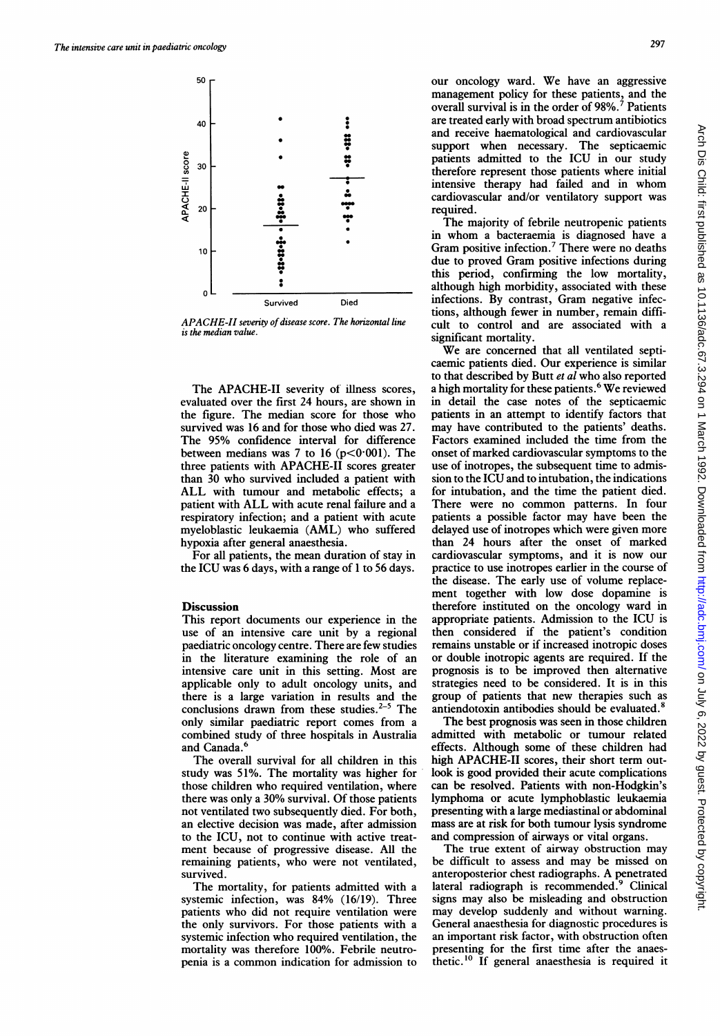50

40

30

20

10

0

APACHE-II score

Survived

Died

*APACHE-II severity of disease score. The horizontal line is the median value.*

The APACHE-II severity of illness scores, evaluated over the first 24 hours, are shown in the figure. The median score for those who survived was 16 and for those who died was 27. The 95% confidence interval for difference between medians was 7 to 16 ($p<0.001$). The three patients with APACHE-II scores greater than 30 who survived included a patient with ALL with tumour and metabolic effects; a patient with ALL with acute renal failure and a respiratory infection; and a patient with acute myeloblastic leukaemia (AML) who suffered hypoxia after general anaesthesia.

For all patients, the mean duration of stay in the ICU was 6 days, with a range of 1 to 56 days.

## Discussion

This report documents our experience in the use of an intensive care unit by a regional paediatric oncology centre. There are few studies in the literature examining the role of an intensive care unit in this setting. Most are applicable only to adult oncology units, and there is a large variation in results and the conclusions drawn from these studies.[2-5] The only similar paediatric report comes from a combined study of three hospitals in Australia and Canada.[6]

The overall survival for all children in this study was 51%. The mortality was higher for those children who required ventilation, where there was only a 30% survival. Of those patients not ventilated two subsequently died. For both, an elective decision was made, after admission to the ICU, not to continue with active treatment because of progressive disease. All the remaining patients, who were not ventilated, survived.

The mortality, for patients admitted with a systemic infection, was 84% (16/19). Three patients who did not require ventilation were the only survivors. For those patients with a systemic infection who required ventilation, the mortality was therefore 100%. Febrile neutropenia is a common indication for admission to our oncology ward. We have an aggressive management policy for these patients, and the overall survival is in the order of 98%.[7] Patients are treated early with broad spectrum antibiotics and receive haematological and cardiovascular support when necessary. The septicaemic patients admitted to the ICU in our study therefore represent those patients where initial intensive therapy had failed and in whom cardiovascular and/or ventilatory support was required.

The majority of febrile neutropenic patients in whom a bacteraemia is diagnosed have a Gram positive infection.[7] There were no deaths due to proved Gram positive infections during this period, confirming the low mortality, although high morbidity, associated with these infections. By contrast, Gram negative infections, although fewer in number, remain difficult to control and are associated with a significant mortality.

We are concerned that all ventilated septicaemic patients died. Our experience is similar to that described by Butt *et al* who also reported a high mortality for these patients.[6] We reviewed in detail the case notes of the septicaemic patients in an attempt to identify factors that may have contributed to the patients' deaths. Factors examined included the time from the onset of marked cardiovascular symptoms to the use of inotropes, the subsequent time to admission to the ICU and to intubation, the indications for intubation, and the time the patient died. There were no common patterns. In four patients a possible factor may have been the delayed use of inotropes which were given more than 24 hours after the onset of marked cardiovascular symptoms, and it is now our practice to use inotropes earlier in the course of the disease. The early use of volume replacement together with low dose dopamine is therefore instituted on the oncology ward in appropriate patients. Admission to the ICU is then considered if the patient's condition remains unstable or if increased inotropic doses or double inotropic agents are required. If the prognosis is to be improved then alternative strategies need to be considered. It is in this group of patients that new therapies such as antiendotoxin antibodies should be evaluated.[8]

The best prognosis was seen in those children admitted with metabolic or tumour related effects. Although some of these children had high APACHE-II scores, their short term outlook is good provided that their acute complications can be resolved. Patients with non-Hodgkin's lymphoma or acute lymphoblastic leukaemia presenting with a large mediastinal or abdominal mass are at risk for both tumour lysis syndrome and compression of airways or vital organs.

The true extent of airway obstruction may be difficult to assess and may be missed on anteroposterior chest radiographs. A penetrated lateral radiograph is recommended.[9] Clinical signs may also be misleading and obstruction may develop suddenly and without warning. General anaesthesia for diagnostic procedures is an important risk factor, with obstruction often presenting for the first time after the anaesthetic.[10] If general anaesthesia is required it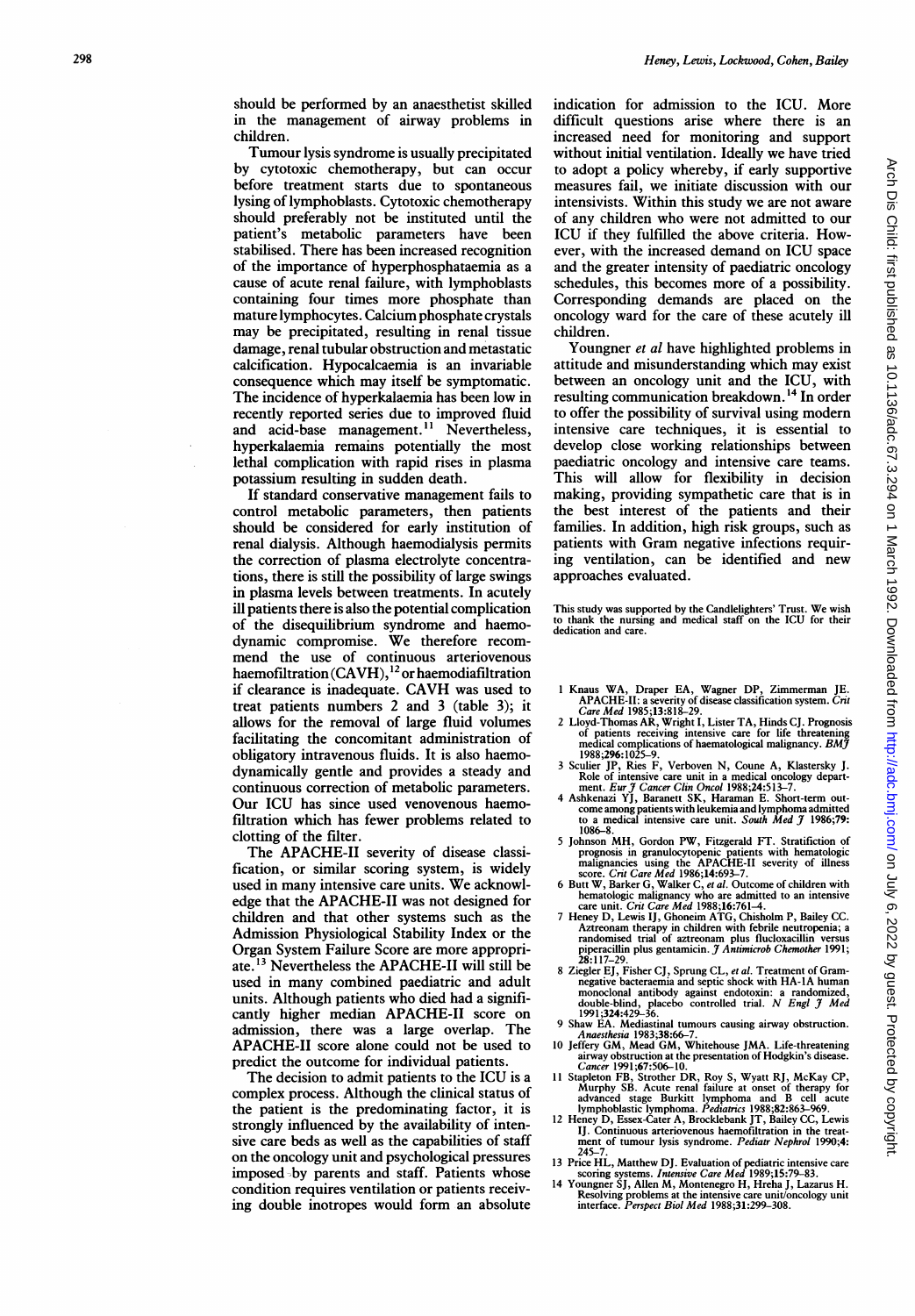should be performed by an anaesthetist skilled in the management of airway problems in children.

Tumour lysis syndrome is usually precipitated by cytotoxic chemotherapy, but can occur before treatment starts due to spontaneous lysing of lymphoblasts. Cytotoxic chemotherapy should preferably not be instituted until the patient's metabolic parameters have been stabilised. There has been increased recognition of the importance of hyperphosphataemia as a cause of acute renal failure, with lymphoblasts containing four times more phosphate than mature lymphocytes. Calcium phosphate crystals may be precipitated, resulting in renal tissue damage, renal tubular obstruction and metastatic calcification. Hypocalcaemia is an invariable consequence which may itself be symptomatic. The incidence of hyperkalaemia has been low in recently reported series due to improved fluid and acid-base management.[11] Nevertheless, hyperkalaemia remains potentially the most lethal complication with rapid rises in plasma potassium resulting in sudden death.

If standard conservative management fails to control metabolic parameters, then patients should be considered for early institution of renal dialysis. Although haemodialysis permits the correction of plasma electrolyte concentrations, there is still the possibility of large swings in plasma levels between treatments. In acutely ill patients there is also the potential complication of the disequilibrium syndrome and haemodynamic compromise. We therefore recommend the use of continuous arteriovenous haemofiltration (CAVH),[12] or haemodiafiltration if clearance is inadequate. CAVH was used to treat patients numbers 2 and 3 (table 3); it allows for the removal of large fluid volumes facilitating the concomitant administration of obligatory intravenous fluids. It is also haemodynamically gentle and provides a steady and continuous correction of metabolic parameters. Our ICU has since used venovenous haemofiltration which has fewer problems related to clotting of the filter.

The APACHE-II severity of disease classification, or similar scoring system, is widely used in many intensive care units. We acknowledge that the APACHE-II was not designed for children and that other systems such as the Admission Physiological Stability Index or the Organ System Failure Score are more appropriate.[13] Nevertheless the APACHE-II will still be used in many combined paediatric and adult units. Although patients who died had a significantly higher median APACHE-II score on admission, there was a large overlap. The APACHE-II score alone could not be used to predict the outcome for individual patients.

The decision to admit patients to the ICU is a complex process. Although the clinical status of the patient is the predominating factor, it is strongly influenced by the availability of intensive care beds as well as the capabilities of staff on the oncology unit and psychological pressures imposed by parents and staff. Patients whose condition requires ventilation or patients receiving double inotropes would form an absolute indication for admission to the ICU. More difficult questions arise where there is an increased need for monitoring and support without initial ventilation. Ideally we have tried to adopt a policy whereby, if early supportive measures fail, we initiate discussion with our intensivists. Within this study we are not aware of any children who were not admitted to our ICU if they fulfilled the above criteria. However, with the increased demand on ICU space and the greater intensity of paediatric oncology schedules, this becomes more of a possibility. Corresponding demands are placed on the oncology ward for the care of these acutely ill children.

Youngner *et al* have highlighted problems in attitude and misunderstanding which may exist between an oncology unit and the ICU, with resulting communication breakdown.[14] In order to offer the possibility of survival using modern intensive care techniques, it is essential to develop close working relationships between paediatric oncology and intensive care teams. This will allow for flexibility in decision making, providing sympathetic care that is in the best interest of the patients and their families. In addition, high risk groups, such as patients with Gram negative infections requiring ventilation, can be identified and new approaches evaluated.

This study was supported by the Candlelighters' Trust. We wish to thank the nursing and medical staff on the ICU for their dedication and care.

1. Knaus WA, Draper EA, Wagner DP, Zimmerman JE. APACHE-II: a severity of disease classification system. *Crit Care Med* 1985;13:818–29.
2. Lloyd-Thomas AR, Wright I, Lister TA, Hinds CJ. Prognosis of patients receiving intensive care for life threatening medical complications of haematological malignancy. *BMJ* 1988;296:1025–9.
3. Sculier JP, Ries F, Verboven N, Coune A, Klastersky J. Role of intensive care unit in a medical oncology department. *Eur J Cancer Clin Oncol* 1988;24:513–7.
4. Ashkenazi YJ, Baranett SK, Haraman E. Short-term outcome among patients with leukemia and lymphoma admitted to a medical intensive care unit. *South Med J* 1986;79:1086–8.
5. Johnson MH, Gordon PW, Fitzgerald FT. Stratification of prognosis in granulocytopenic patients with hematologic malignancies using the APACHE-II severity of illness score. *Crit Care Med* 1986;14:693–7.
6. Butt W, Barker G, Walker C, *et al.* Outcome of children with hematologic malignancy who are admitted to an intensive care unit. *Crit Care Med* 1988;16:761–4.
7. Heney D, Lewis IJ, Ghoneim ATG, Chisholm P, Bailey CC. Aztreonam therapy in children with febrile neutropenia; a randomised trial of aztreonam plus flucloxacillin versus piperacillin plus gentamicin. *J Antimicrob Chemother* 1991;28:117–29.
8. Ziegler EJ, Fisher CJ, Sprung CL, *et al.* Treatment of Gram-negative bacteraemia and septic shock with HA-1A human monoclonal antibody against endotoxin: a randomized, double-blind, placebo controlled trial. *N Engl J Med* 1991;324:429–36.
9. Shaw EA. Mediastinal tumours causing airway obstruction. *Anaesthesia* 1983;38:66–7.
10. Jeffery GM, Mead GM, Whitehouse JMA. Life-threatening airway obstruction at the presentation of Hodgkin's disease. *Cancer* 1991;67:506–10.
11. Stapleton FB, Strother DR, Roy S, Wyatt RJ, McKay CP, Murphy SB. Acute renal failure at onset of therapy for advanced stage Burkitt lymphoma and B cell acute lymphoblastic lymphoma. *Pediatrics* 1988;82:863–969.
12. Heney D, Essex-Cater A, Brocklebank JT, Bailey CC, Lewis IJ. Continuous arteriovenous haemofiltration in the treatment of tumour lysis syndrome. *Pediatr Nephrol* 1990;4:245–7.
13. Price HL, Matthew DJ. Evaluation of pediatric intensive care scoring systems. *Intensive Care Med* 1989;15:79–83.
14. Youngner SJ, Allen M, Montenegro H, Hreha J, Lazarus H. Resolving problems at the intensive care unit/oncology unit interface. *Perspect Biol Med* 1988;31:299–308.